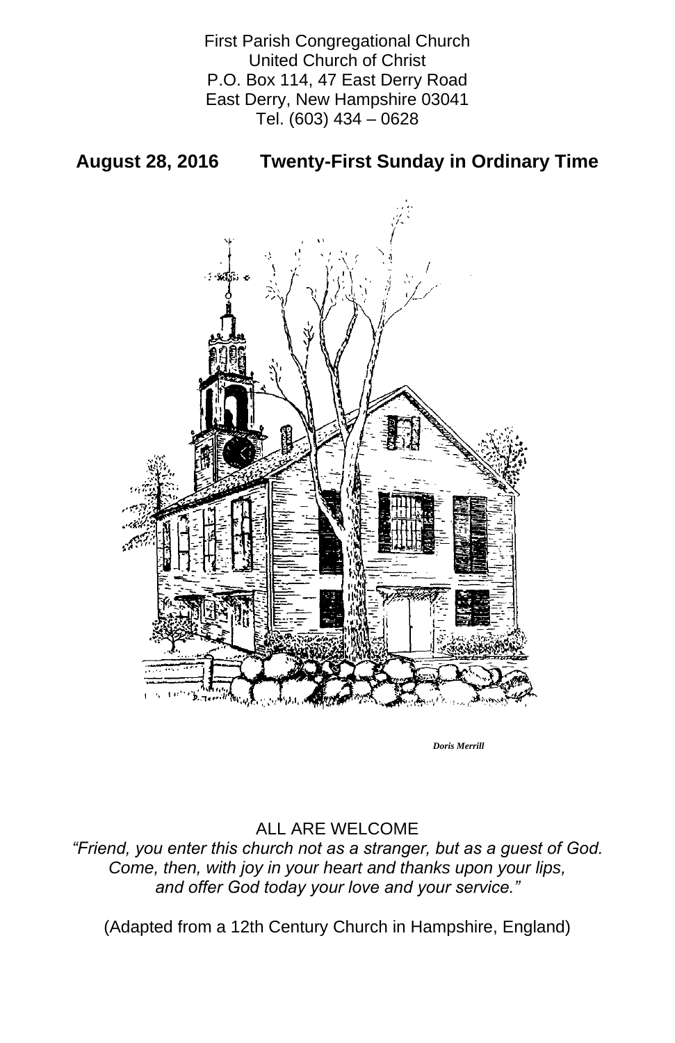First Parish Congregational Church
United Church of Christ
P.O. Box 114, 47 East Derry Road
East Derry, New Hampshire 03041
Tel. (603) 434 – 0628

## August 28, 2016 Twenty-First Sunday in Ordinary Time

*Doris Merrill*

ALL ARE WELCOME

*"Friend, you enter this church not as a stranger, but as a guest of God. Come, then, with joy in your heart and thanks upon your lips, and offer God today your love and your service."*

(Adapted from a 12th Century Church in Hampshire, England)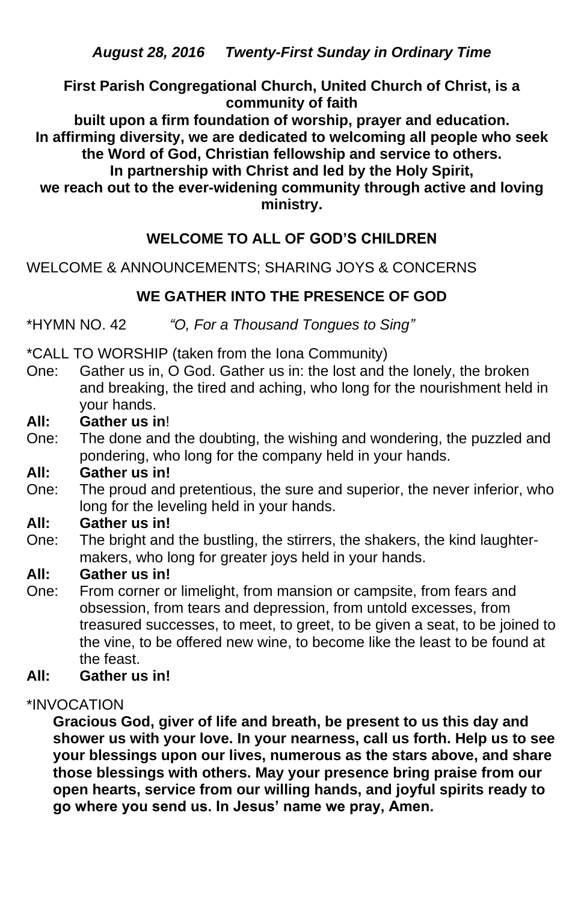***August 28, 2016 Twenty-First Sunday in Ordinary Time***

**First Parish Congregational Church, United Church of Christ, is a community of faith**
**built upon a firm foundation of worship, prayer and education.**
**In affirming diversity, we are dedicated to welcoming all people who seek the Word of God, Christian fellowship and service to others.**
**In partnership with Christ and led by the Holy Spirit,**
**we reach out to the ever-widening community through active and loving ministry.**

## WELCOME TO ALL OF GOD'S CHILDREN

WELCOME & ANNOUNCEMENTS; SHARING JOYS & CONCERNS

## WE GATHER INTO THE PRESENCE OF GOD

*HYMN NO. 42 *"O, For a Thousand Tongues to Sing"*

*CALL TO WORSHIP (taken from the Iona Community)

One: Gather us in, O God. Gather us in: the lost and the lonely, the broken and breaking, the tired and aching, who long for the nourishment held in your hands.

**All: Gather us in**!

One: The done and the doubting, the wishing and wondering, the puzzled and pondering, who long for the company held in your hands.

**All: Gather us in!**

One: The proud and pretentious, the sure and superior, the never inferior, who long for the leveling held in your hands.

**All: Gather us in!**

One: The bright and the bustling, the stirrers, the shakers, the kind laughter-makers, who long for greater joys held in your hands.

**All: Gather us in!**

One: From corner or limelight, from mansion or campsite, from fears and obsession, from tears and depression, from untold excesses, from treasured successes, to meet, to greet, to be given a seat, to be joined to the vine, to be offered new wine, to become like the least to be found at the feast.

**All: Gather us in!**

*INVOCATION

**Gracious God, giver of life and breath, be present to us this day and shower us with your love. In your nearness, call us forth. Help us to see your blessings upon our lives, numerous as the stars above, and share those blessings with others. May your presence bring praise from our open hearts, service from our willing hands, and joyful spirits ready to go where you send us. In Jesus' name we pray, Amen.**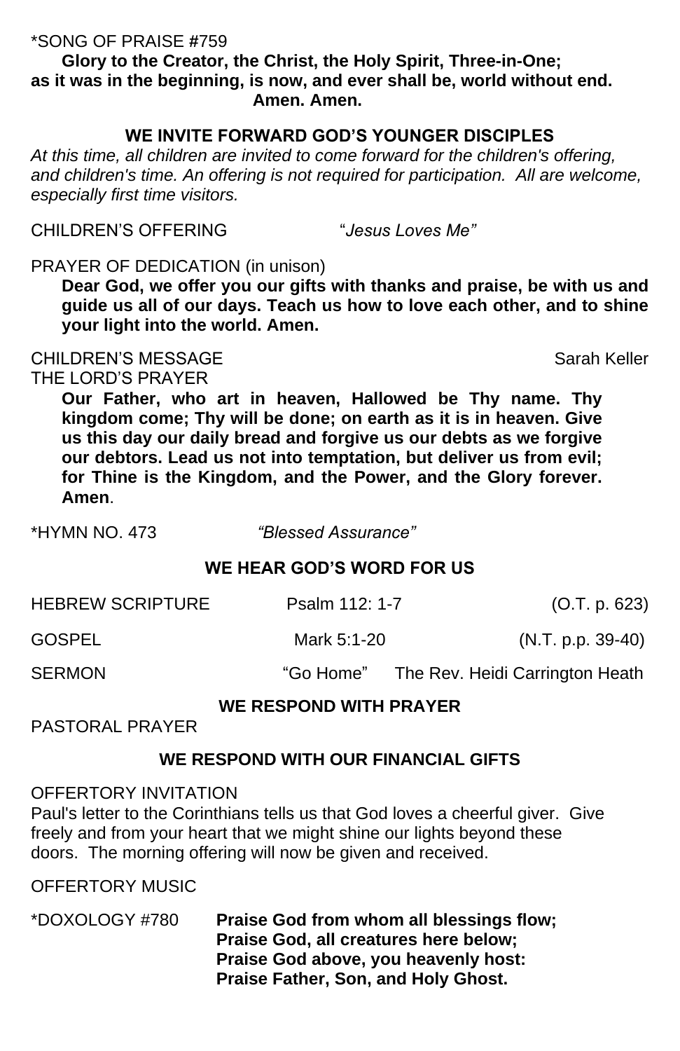*SONG OF PRAISE #759

**Glory to the Creator, the Christ, the Holy Spirit, Three-in-One; as it was in the beginning, is now, and ever shall be, world without end. Amen. Amen.**

## WE INVITE FORWARD GOD'S YOUNGER DISCIPLES

*At this time, all children are invited to come forward for the children's offering, and children's time. An offering is not required for participation. All are welcome, especially first time visitors.*

CHILDREN'S OFFERING "*Jesus Loves Me"*

PRAYER OF DEDICATION (in unison)

**Dear God, we offer you our gifts with thanks and praise, be with us and guide us all of our days. Teach us how to love each other, and to shine your light into the world. Amen.**

CHILDREN'S MESSAGE Sarah Keller

THE LORD'S PRAYER

**Our Father, who art in heaven, Hallowed be Thy name. Thy kingdom come; Thy will be done; on earth as it is in heaven. Give us this day our daily bread and forgive us our debts as we forgive our debtors. Lead us not into temptation, but deliver us from evil; for Thine is the Kingdom, and the Power, and the Glory forever. Amen**.

*HYMN NO. 473 *"Blessed Assurance"*

## WE HEAR GOD'S WORD FOR US

HEBREW SCRIPTURE Psalm 112: 1-7 (O.T. p. 623)

GOSPEL Mark 5:1-20 (N.T. p.p. 39-40)

SERMON "Go Home" The Rev. Heidi Carrington Heath

## WE RESPOND WITH PRAYER

PASTORAL PRAYER

## WE RESPOND WITH OUR FINANCIAL GIFTS

OFFERTORY INVITATION

Paul's letter to the Corinthians tells us that God loves a cheerful giver. Give freely and from your heart that we might shine our lights beyond these doors. The morning offering will now be given and received.

OFFERTORY MUSIC

*DOXOLOGY #780 **Praise God from whom all blessings flow;**
**Praise God, all creatures here below;**
**Praise God above, you heavenly host:**
**Praise Father, Son, and Holy Ghost.**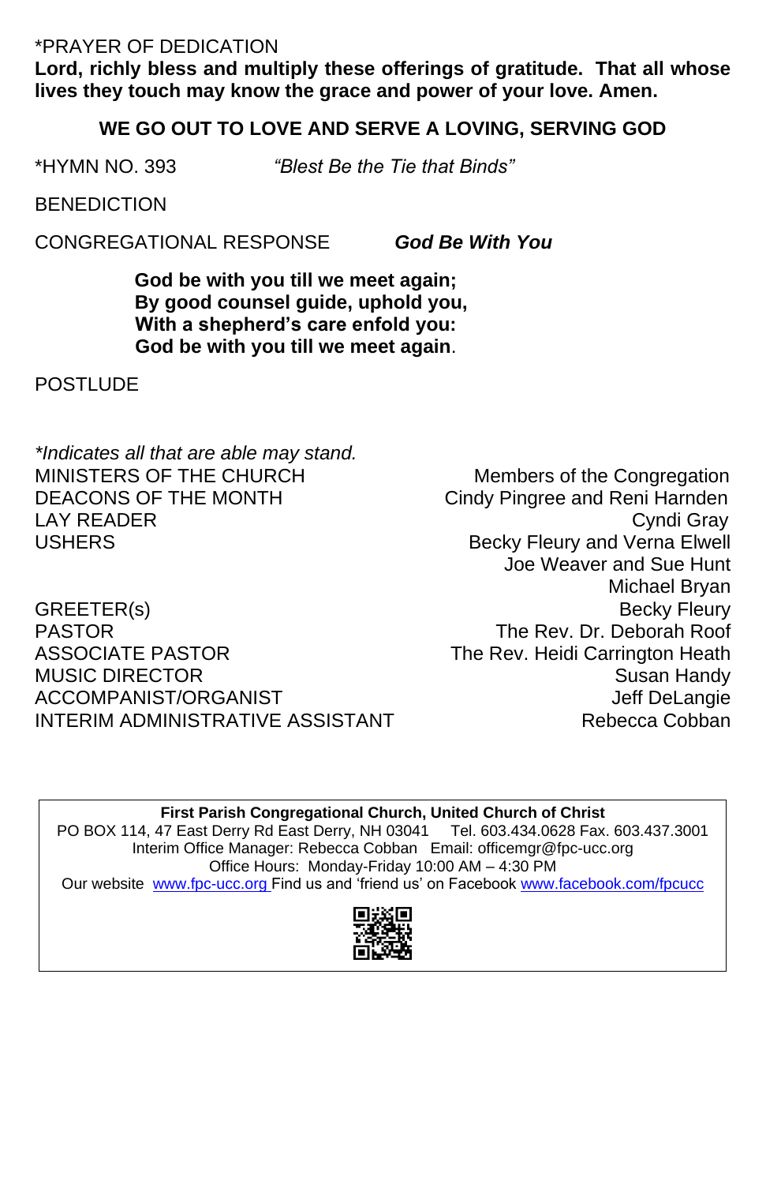*PRAYER OF DEDICATION

**Lord, richly bless and multiply these offerings of gratitude. That all whose lives they touch may know the grace and power of your love. Amen.**

**WE GO OUT TO LOVE AND SERVE A LOVING, SERVING GOD**

*HYMN NO. 393 *"Blest Be the Tie that Binds"*

BENEDICTION

CONGREGATIONAL RESPONSE ***God Be With You***

**God be with you till we meet again;**
**By good counsel guide, uphold you,**
**With a shepherd's care enfold you:**
**God be with you till we meet again.**

POSTLUDE

*\*Indicates all that are able may stand.*

| | |
|---|---|
| MINISTERS OF THE CHURCH | Members of the Congregation |
| DEACONS OF THE MONTH | Cindy Pingree and Reni Harnden |
| LAY READER | Cyndi Gray |
| USHERS | Becky Fleury and Verna Elwell |
| | Joe Weaver and Sue Hunt |
| | Michael Bryan |
| GREETER(s) | Becky Fleury |
| PASTOR | The Rev. Dr. Deborah Roof |
| ASSOCIATE PASTOR | The Rev. Heidi Carrington Heath |
| MUSIC DIRECTOR | Susan Handy |
| ACCOMPANIST/ORGANIST | Jeff DeLangie |
| INTERIM ADMINISTRATIVE ASSISTANT | Rebecca Cobban |

**First Parish Congregational Church, United Church of Christ**
PO BOX 114, 47 East Derry Rd East Derry, NH 03041 Tel. 603.434.0628 Fax. 603.437.3001
Interim Office Manager: Rebecca Cobban Email: officemgr@fpc-ucc.org
Office Hours: Monday-Friday 10:00 AM – 4:30 PM
Our website www.fpc-ucc.org Find us and 'friend us' on Facebook www.facebook.com/fpcucc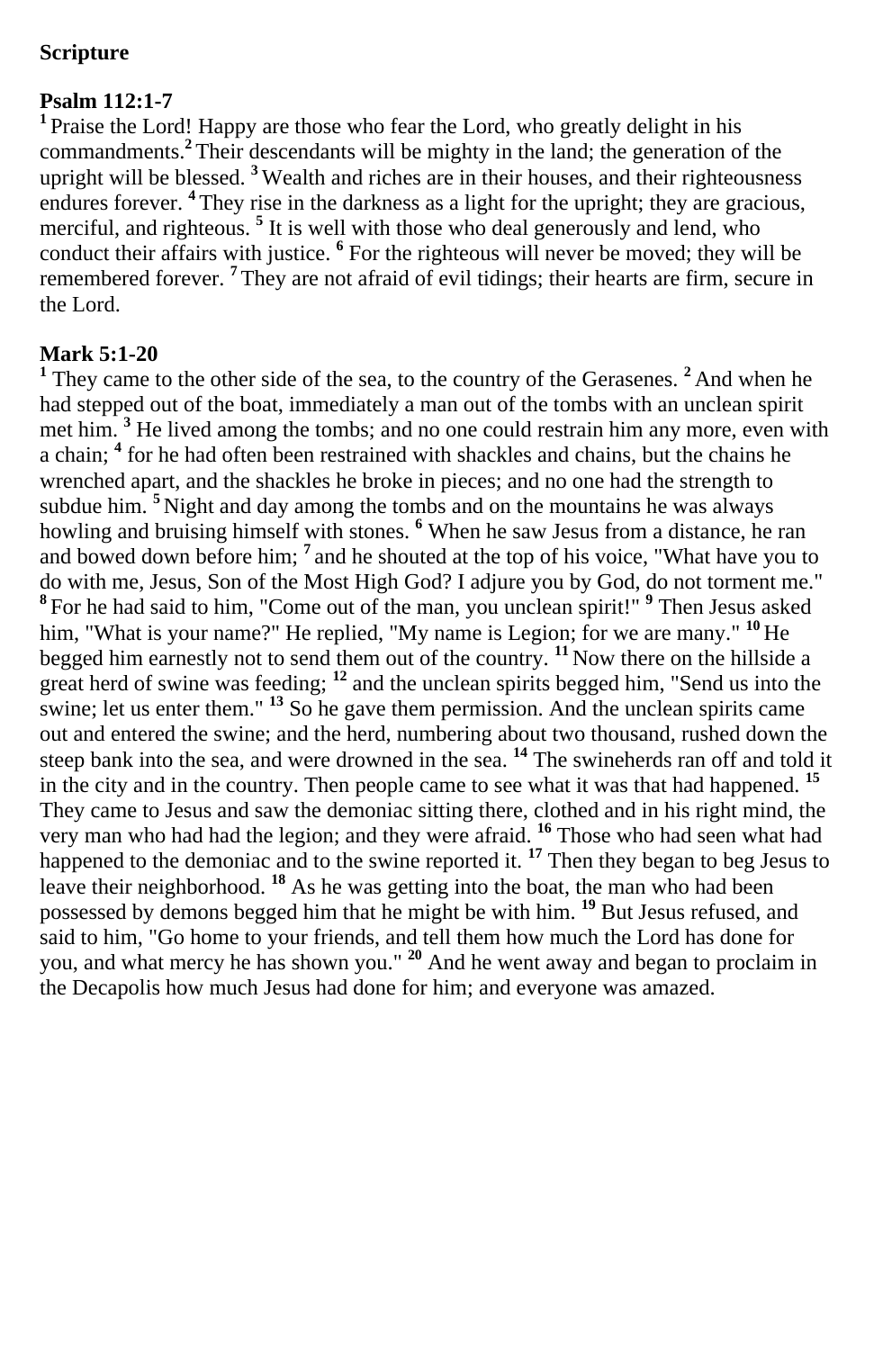**Scripture**

**Psalm 112:1-7**

[1] Praise the Lord! Happy are those who fear the Lord, who greatly delight in his commandments.[2] Their descendants will be mighty in the land; the generation of the upright will be blessed. [3] Wealth and riches are in their houses, and their righteousness endures forever. [4] They rise in the darkness as a light for the upright; they are gracious, merciful, and righteous. [5] It is well with those who deal generously and lend, who conduct their affairs with justice. [6] For the righteous will never be moved; they will be remembered forever. [7] They are not afraid of evil tidings; their hearts are firm, secure in the Lord.

**Mark 5:1-20**

[1] They came to the other side of the sea, to the country of the Gerasenes. [2] And when he had stepped out of the boat, immediately a man out of the tombs with an unclean spirit met him. [3] He lived among the tombs; and no one could restrain him any more, even with a chain; [4] for he had often been restrained with shackles and chains, but the chains he wrenched apart, and the shackles he broke in pieces; and no one had the strength to subdue him. [5] Night and day among the tombs and on the mountains he was always howling and bruising himself with stones. [6] When he saw Jesus from a distance, he ran and bowed down before him; [7] and he shouted at the top of his voice, "What have you to do with me, Jesus, Son of the Most High God? I adjure you by God, do not torment me." [8] For he had said to him, "Come out of the man, you unclean spirit!" [9] Then Jesus asked him, "What is your name?" He replied, "My name is Legion; for we are many." [10] He begged him earnestly not to send them out of the country. [11] Now there on the hillside a great herd of swine was feeding; [12] and the unclean spirits begged him, "Send us into the swine; let us enter them." [13] So he gave them permission. And the unclean spirits came out and entered the swine; and the herd, numbering about two thousand, rushed down the steep bank into the sea, and were drowned in the sea. [14] The swineherds ran off and told it in the city and in the country. Then people came to see what it was that had happened. [15] They came to Jesus and saw the demoniac sitting there, clothed and in his right mind, the very man who had had the legion; and they were afraid. [16] Those who had seen what had happened to the demoniac and to the swine reported it. [17] Then they began to beg Jesus to leave their neighborhood. [18] As he was getting into the boat, the man who had been possessed by demons begged him that he might be with him. [19] But Jesus refused, and said to him, "Go home to your friends, and tell them how much the Lord has done for you, and what mercy he has shown you." [20] And he went away and began to proclaim in the Decapolis how much Jesus had done for him; and everyone was amazed.